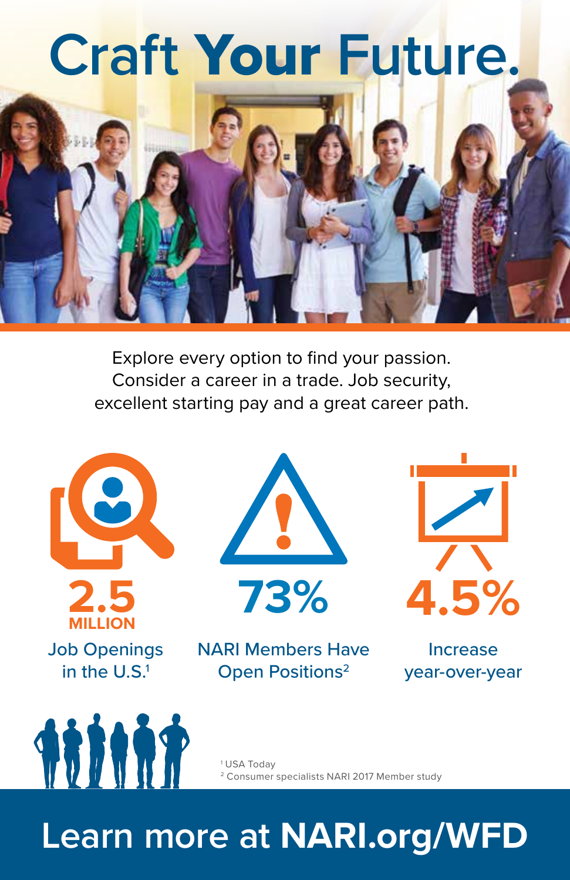# Craft **Your** Future.

Explore every option to find your passion.
Consider a career in a trade. Job security,
excellent starting pay and a great career path.

**2.5 MILLION**
Job Openings in the U.S.[1]

**73%**
NARI Members Have Open Positions[2]

**4.5%**
Increase year-over-year

[1] USA Today
[2] Consumer specialists NARI 2017 Member study

## Learn more at **NARI.org/WFD**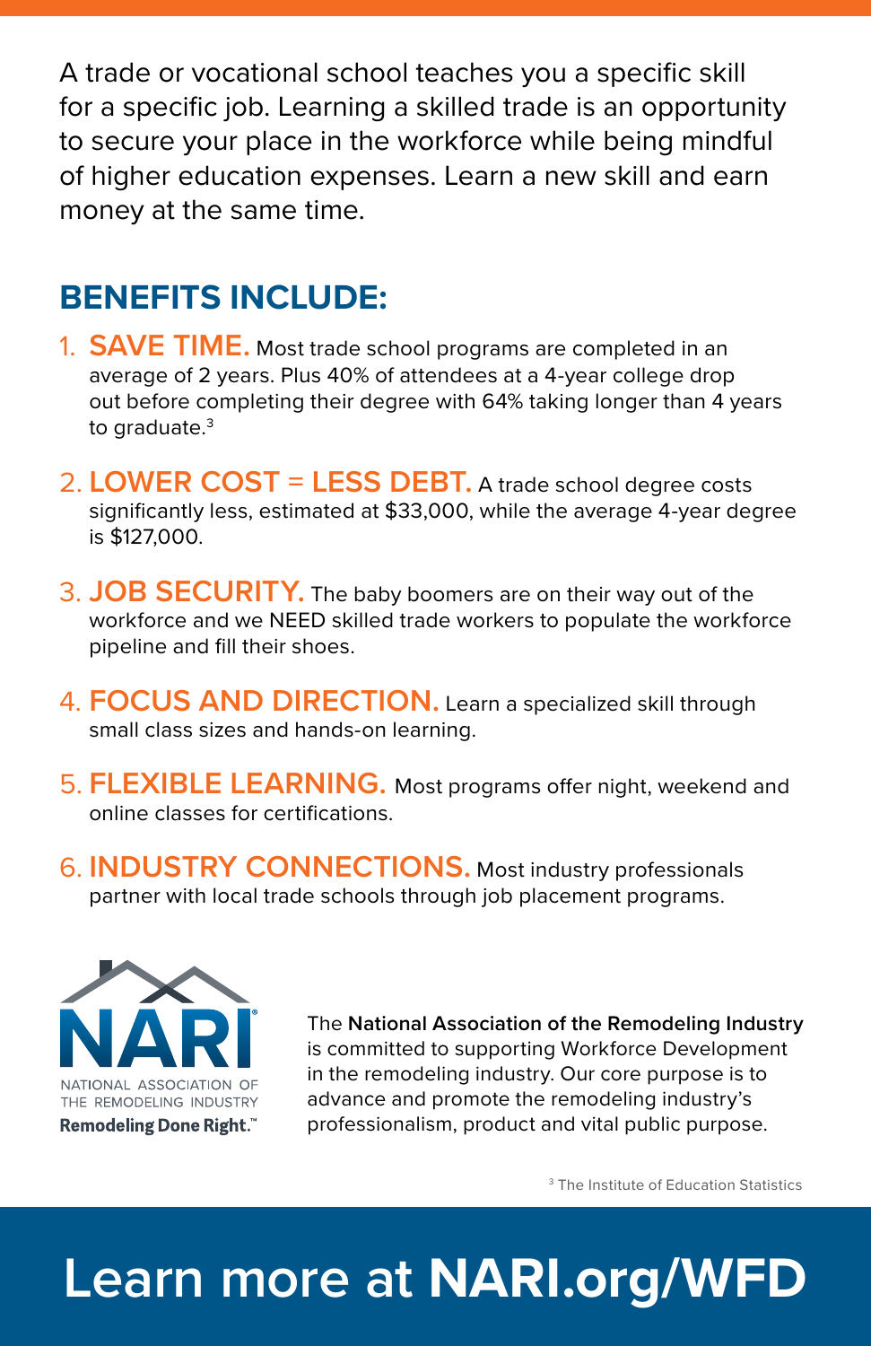A trade or vocational school teaches you a specific skill for a specific job. Learning a skilled trade is an opportunity to secure your place in the workforce while being mindful of higher education expenses. Learn a new skill and earn money at the same time.

## BENEFITS INCLUDE:

1. **SAVE TIME.** Most trade school programs are completed in an average of 2 years. Plus 40% of attendees at a 4-year college drop out before completing their degree with 64% taking longer than 4 years to graduate.[3]

2. **LOWER COST = LESS DEBT.** A trade school degree costs significantly less, estimated at $33,000, while the average 4-year degree is $127,000.

3. **JOB SECURITY.** The baby boomers are on their way out of the workforce and we NEED skilled trade workers to populate the workforce pipeline and fill their shoes.

4. **FOCUS AND DIRECTION.** Learn a specialized skill through small class sizes and hands-on learning.

5. **FLEXIBLE LEARNING.** Most programs offer night, weekend and online classes for certifications.

6. **INDUSTRY CONNECTIONS.** Most industry professionals partner with local trade schools through job placement programs.

NARI®
NATIONAL ASSOCIATION OF THE REMODELING INDUSTRY
Remodeling Done Right.™

The **National Association of the Remodeling Industry** is committed to supporting Workforce Development in the remodeling industry. Our core purpose is to advance and promote the remodeling industry's professionalism, product and vital public purpose.

[3] The Institute of Education Statistics

# Learn more at NARI.org/WFD